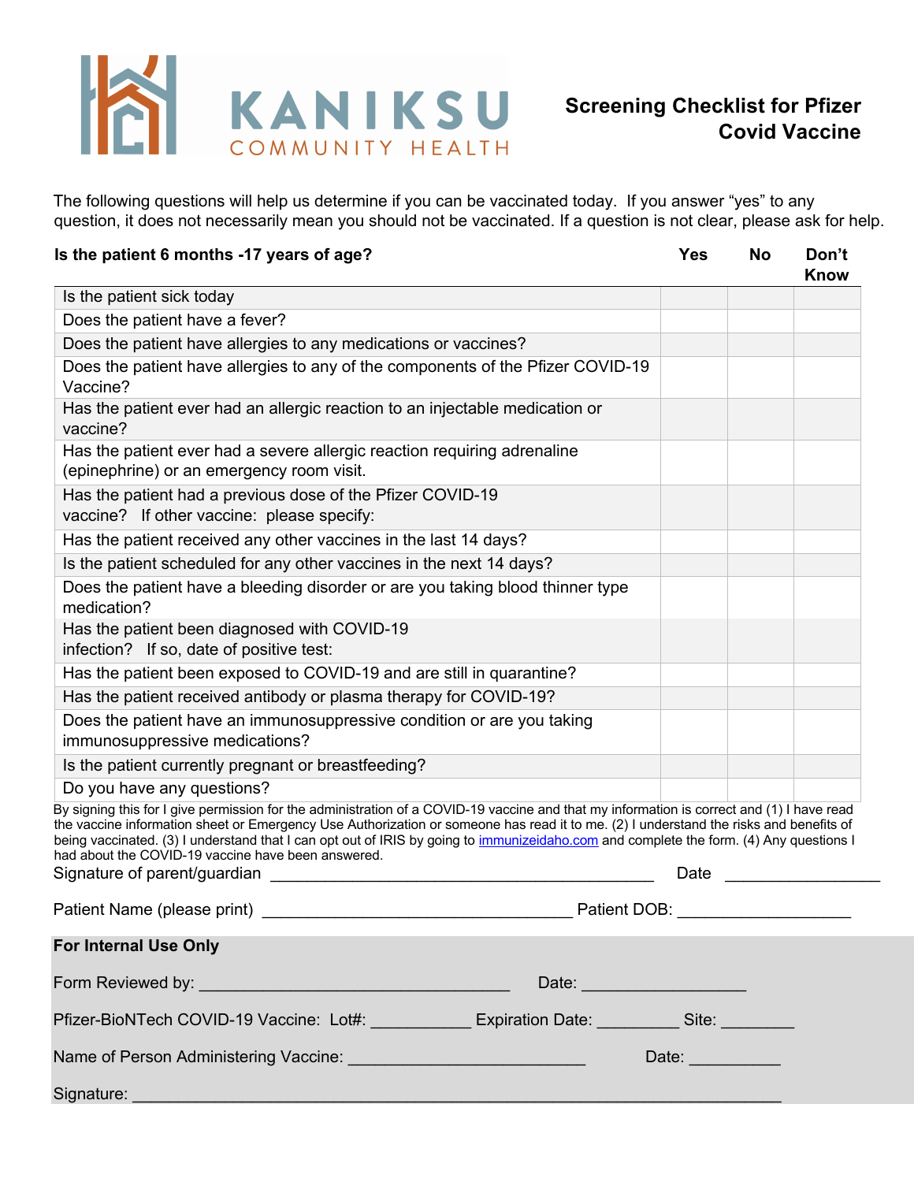KANIKSU COMMUNITY HEALTH

# Screening Checklist for Pfizer Covid Vaccine

The following questions will help us determine if you can be vaccinated today. If you answer "yes" to any question, it does not necessarily mean you should not be vaccinated. If a question is not clear, please ask for help.

| **Is the patient 6 months -17 years of age?** | **Yes** | **No** | **Don't Know** |
|---|---|---|---|
| Is the patient sick today | | | |
| Does the patient have a fever? | | | |
| Does the patient have allergies to any medications or vaccines? | | | |
| Does the patient have allergies to any of the components of the Pfizer COVID-19 Vaccine? | | | |
| Has the patient ever had an allergic reaction to an injectable medication or vaccine? | | | |
| Has the patient ever had a severe allergic reaction requiring adrenaline (epinephrine) or an emergency room visit. | | | |
| Has the patient had a previous dose of the Pfizer COVID-19 vaccine? If other vaccine: please specify: | | | |
| Has the patient received any other vaccines in the last 14 days? | | | |
| Is the patient scheduled for any other vaccines in the next 14 days? | | | |
| Does the patient have a bleeding disorder or are you taking blood thinner type medication? | | | |
| Has the patient been diagnosed with COVID-19 infection? If so, date of positive test: | | | |
| Has the patient been exposed to COVID-19 and are still in quarantine? | | | |
| Has the patient received antibody or plasma therapy for COVID-19? | | | |
| Does the patient have an immunosuppressive condition or are you taking immunosuppressive medications? | | | |
| Is the patient currently pregnant or breastfeeding? | | | |
| Do you have any questions? | | | |

By signing this for I give permission for the administration of a COVID-19 vaccine and that my information is correct and (1) I have read the vaccine information sheet or Emergency Use Authorization or someone has read it to me. (2) I understand the risks and benefits of being vaccinated. (3) I understand that I can opt out of IRIS by going to immunizeidaho.com and complete the form. (4) Any questions I had about the COVID-19 vaccine have been answered.

Signature of parent/guardian ___________________________________________ Date _________________

Patient Name (please print) __________________________________ Patient DOB: ___________________

**For Internal Use Only**

Form Reviewed by: __________________________________ Date: __________________

Pfizer-BioNTech COVID-19 Vaccine: Lot#: ___________ Expiration Date: _________ Site: ________

Name of Person Administering Vaccine: __________________________ Date: __________

Signature: _______________________________________________________________________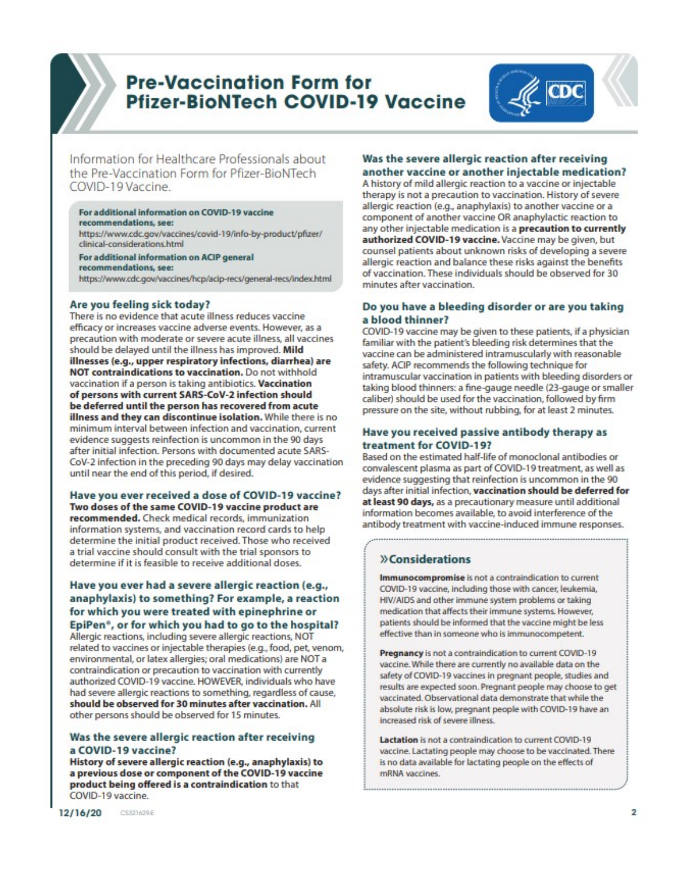# Pre-Vaccination Form for Pfizer-BioNTech COVID-19 Vaccine

Information for Healthcare Professionals about the Pre-Vaccination Form for Pfizer-BioNTech COVID-19 Vaccine.

> **For additional information on COVID-19 vaccine recommendations, see:**
> https://www.cdc.gov/vaccines/covid-19/info-by-product/pfizer/clinical-considerations.html
>
> **For additional information on ACIP general recommendations, see:**
> https://www.cdc.gov/vaccines/hcp/acip-recs/general-recs/index.html

### Are you feeling sick today?

There is no evidence that acute illness reduces vaccine efficacy or increases vaccine adverse events. However, as a precaution with moderate or severe acute illness, all vaccines should be delayed until the illness has improved. **Mild illnesses (e.g., upper respiratory infections, diarrhea) are NOT contraindications to vaccination.** Do not withhold vaccination if a person is taking antibiotics. **Vaccination of persons with current SARS-CoV-2 infection should be deferred until the person has recovered from acute illness and they can discontinue isolation.** While there is no minimum interval between infection and vaccination, current evidence suggests reinfection is uncommon in the 90 days after initial infection. Persons with documented acute SARS-CoV-2 infection in the preceding 90 days may delay vaccination until near the end of this period, if desired.

### Have you ever received a dose of COVID-19 vaccine?

**Two doses of the same COVID-19 vaccine product are recommended.** Check medical records, immunization information systems, and vaccination record cards to help determine the initial product received. Those who received a trial vaccine should consult with the trial sponsors to determine if it is feasible to receive additional doses.

### Have you ever had a severe allergic reaction (e.g., anaphylaxis) to something? For example, a reaction for which you were treated with epinephrine or EpiPen®, or for which you had to go to the hospital?

Allergic reactions, including severe allergic reactions, NOT related to vaccines or injectable therapies (e.g., food, pet, venom, environmental, or latex allergies; oral medications) are NOT a contraindication or precaution to vaccination with currently authorized COVID-19 vaccine. HOWEVER, individuals who have had severe allergic reactions to something, regardless of cause, **should be observed for 30 minutes after vaccination.** All other persons should be observed for 15 minutes.

### Was the severe allergic reaction after receiving a COVID-19 vaccine?

**History of severe allergic reaction (e.g., anaphylaxis) to a previous dose or component of the COVID-19 vaccine product being offered is a contraindication** to that COVID-19 vaccine.

### Was the severe allergic reaction after receiving another vaccine or another injectable medication?

A history of mild allergic reaction to a vaccine or injectable therapy is not a precaution to vaccination. History of severe allergic reaction (e.g., anaphylaxis) to another vaccine or a component of another vaccine OR anaphylactic reaction to any other injectable medication is a **precaution to currently authorized COVID-19 vaccine.** Vaccine may be given, but counsel patients about unknown risks of developing a severe allergic reaction and balance these risks against the benefits of vaccination. These individuals should be observed for 30 minutes after vaccination.

### Do you have a bleeding disorder or are you taking a blood thinner?

COVID-19 vaccine may be given to these patients, if a physician familiar with the patient's bleeding risk determines that the vaccine can be administered intramuscularly with reasonable safety. ACIP recommends the following technique for intramuscular vaccination in patients with bleeding disorders or taking blood thinners: a fine-gauge needle (23-gauge or smaller caliber) should be used for the vaccination, followed by firm pressure on the site, without rubbing, for at least 2 minutes.

### Have you received passive antibody therapy as treatment for COVID-19?

Based on the estimated half-life of monoclonal antibodies or convalescent plasma as part of COVID-19 treatment, as well as evidence suggesting that reinfection is uncommon in the 90 days after initial infection, **vaccination should be deferred for at least 90 days,** as a precautionary measure until additional information becomes available, to avoid interference of the antibody treatment with vaccine-induced immune responses.

### »Considerations

**Immunocompromise** is not a contraindication to current COVID-19 vaccine, including those with cancer, leukemia, HIV/AIDS and other immune system problems or taking medication that affects their immune systems. However, patients should be informed that the vaccine might be less effective than in someone who is immunocompetent.

**Pregnancy** is not a contraindication to current COVID-19 vaccine. While there are currently no available data on the safety of COVID-19 vaccines in pregnant people, studies and results are expected soon. Pregnant people may choose to get vaccinated. Observational data demonstrate that while the absolute risk is low, pregnant people with COVID-19 have an increased risk of severe illness.

**Lactation** is not a contraindication to current COVID-19 vaccine. Lactating people may choose to be vaccinated. There is no data available for lactating people on the effects of mRNA vaccines.

12/16/20 CS321629-E